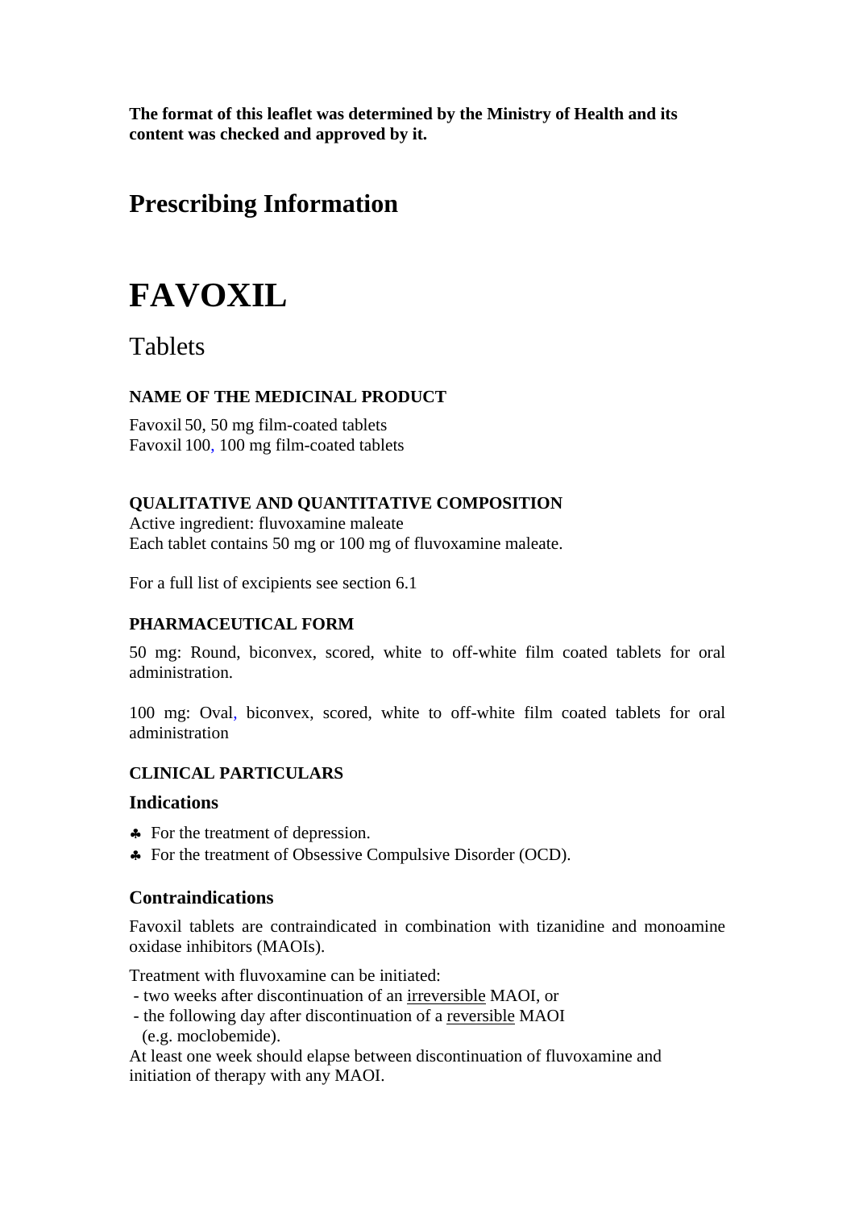**The format of this leaflet was determined by the Ministry of Health and its content was checked and approved by it.**

## Prescribing Information

# FAVOXIL

Tablets

### NAME OF THE MEDICINAL PRODUCT

Favoxil 50, 50 mg film-coated tablets
Favoxil 100, 100 mg film-coated tablets

### QUALITATIVE AND QUANTITATIVE COMPOSITION

Active ingredient: fluvoxamine maleate
Each tablet contains 50 mg or 100 mg of fluvoxamine maleate.

For a full list of excipients see section 6.1

### PHARMACEUTICAL FORM

50 mg: Round, biconvex, scored, white to off-white film coated tablets for oral administration.

100 mg: Oval, biconvex, scored, white to off-white film coated tablets for oral administration

### CLINICAL PARTICULARS

#### Indications

- For the treatment of depression.
- For the treatment of Obsessive Compulsive Disorder (OCD).

#### Contraindications

Favoxil tablets are contraindicated in combination with tizanidine and monoamine oxidase inhibitors (MAOIs).

Treatment with fluvoxamine can be initiated:
- two weeks after discontinuation of an <u>irreversible</u> MAOI, or
- the following day after discontinuation of a <u>reversible</u> MAOI (e.g. moclobemide).

At least one week should elapse between discontinuation of fluvoxamine and initiation of therapy with any MAOI.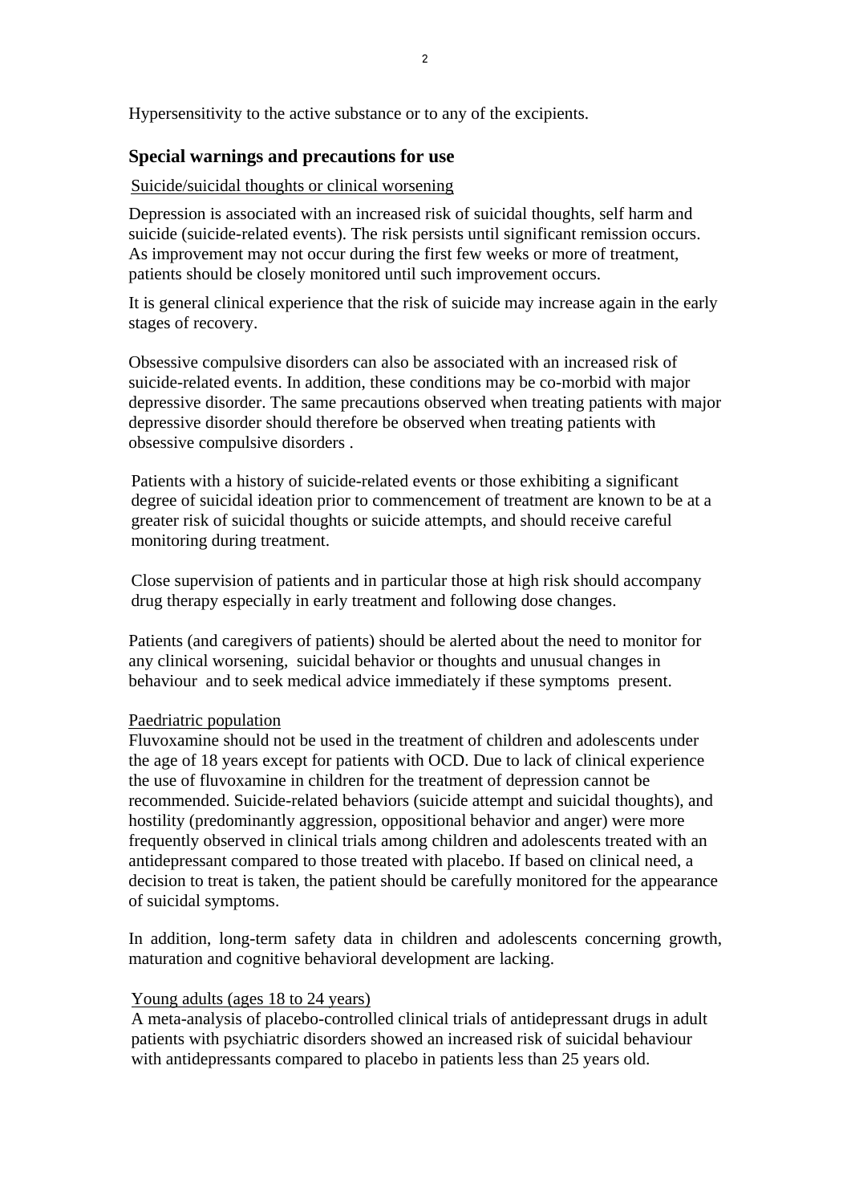Hypersensitivity to the active substance or to any of the excipients.

## Special warnings and precautions for use

Suicide/suicidal thoughts or clinical worsening

Depression is associated with an increased risk of suicidal thoughts, self harm and suicide (suicide-related events). The risk persists until significant remission occurs. As improvement may not occur during the first few weeks or more of treatment, patients should be closely monitored until such improvement occurs.

It is general clinical experience that the risk of suicide may increase again in the early stages of recovery.

Obsessive compulsive disorders can also be associated with an increased risk of suicide-related events. In addition, these conditions may be co-morbid with major depressive disorder. The same precautions observed when treating patients with major depressive disorder should therefore be observed when treating patients with obsessive compulsive disorders .

Patients with a history of suicide-related events or those exhibiting a significant degree of suicidal ideation prior to commencement of treatment are known to be at a greater risk of suicidal thoughts or suicide attempts, and should receive careful monitoring during treatment.

Close supervision of patients and in particular those at high risk should accompany drug therapy especially in early treatment and following dose changes.

Patients (and caregivers of patients) should be alerted about the need to monitor for any clinical worsening, suicidal behavior or thoughts and unusual changes in behaviour and to seek medical advice immediately if these symptoms present.

Paedriatric population

Fluvoxamine should not be used in the treatment of children and adolescents under the age of 18 years except for patients with OCD. Due to lack of clinical experience the use of fluvoxamine in children for the treatment of depression cannot be recommended. Suicide-related behaviors (suicide attempt and suicidal thoughts), and hostility (predominantly aggression, oppositional behavior and anger) were more frequently observed in clinical trials among children and adolescents treated with an antidepressant compared to those treated with placebo. If based on clinical need, a decision to treat is taken, the patient should be carefully monitored for the appearance of suicidal symptoms.

In addition, long-term safety data in children and adolescents concerning growth, maturation and cognitive behavioral development are lacking.

Young adults (ages 18 to 24 years)

A meta-analysis of placebo-controlled clinical trials of antidepressant drugs in adult patients with psychiatric disorders showed an increased risk of suicidal behaviour with antidepressants compared to placebo in patients less than 25 years old.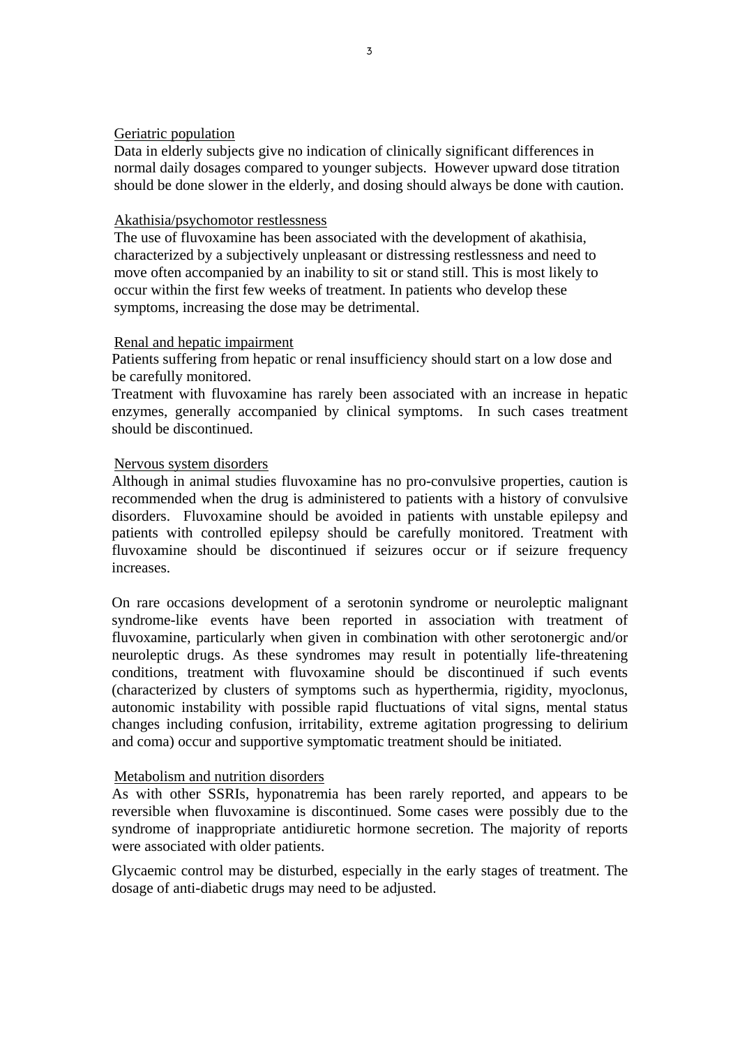Geriatric population

Data in elderly subjects give no indication of clinically significant differences in normal daily dosages compared to younger subjects. However upward dose titration should be done slower in the elderly, and dosing should always be done with caution.

Akathisia/psychomotor restlessness

The use of fluvoxamine has been associated with the development of akathisia, characterized by a subjectively unpleasant or distressing restlessness and need to move often accompanied by an inability to sit or stand still. This is most likely to occur within the first few weeks of treatment. In patients who develop these symptoms, increasing the dose may be detrimental.

Renal and hepatic impairment

Patients suffering from hepatic or renal insufficiency should start on a low dose and be carefully monitored.

Treatment with fluvoxamine has rarely been associated with an increase in hepatic enzymes, generally accompanied by clinical symptoms. In such cases treatment should be discontinued.

Nervous system disorders

Although in animal studies fluvoxamine has no pro-convulsive properties, caution is recommended when the drug is administered to patients with a history of convulsive disorders. Fluvoxamine should be avoided in patients with unstable epilepsy and patients with controlled epilepsy should be carefully monitored. Treatment with fluvoxamine should be discontinued if seizures occur or if seizure frequency increases.

On rare occasions development of a serotonin syndrome or neuroleptic malignant syndrome-like events have been reported in association with treatment of fluvoxamine, particularly when given in combination with other serotonergic and/or neuroleptic drugs. As these syndromes may result in potentially life-threatening conditions, treatment with fluvoxamine should be discontinued if such events (characterized by clusters of symptoms such as hyperthermia, rigidity, myoclonus, autonomic instability with possible rapid fluctuations of vital signs, mental status changes including confusion, irritability, extreme agitation progressing to delirium and coma) occur and supportive symptomatic treatment should be initiated.

Metabolism and nutrition disorders

As with other SSRIs, hyponatremia has been rarely reported, and appears to be reversible when fluvoxamine is discontinued. Some cases were possibly due to the syndrome of inappropriate antidiuretic hormone secretion. The majority of reports were associated with older patients.

Glycaemic control may be disturbed, especially in the early stages of treatment. The dosage of anti-diabetic drugs may need to be adjusted.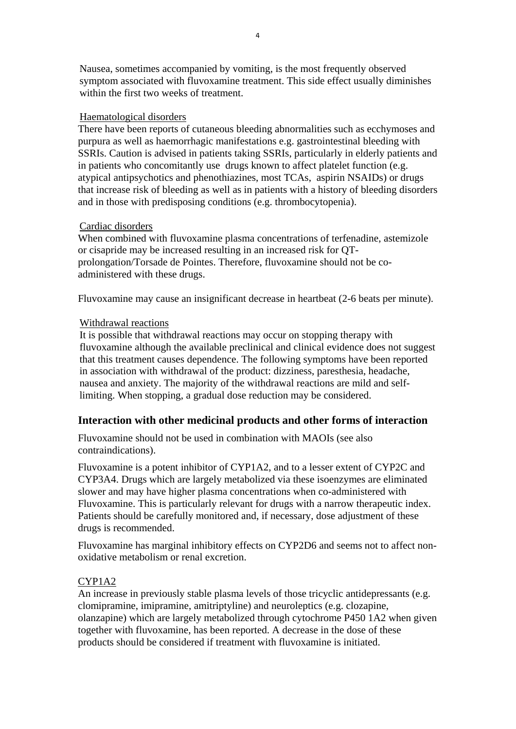Nausea, sometimes accompanied by vomiting, is the most frequently observed symptom associated with fluvoxamine treatment. This side effect usually diminishes within the first two weeks of treatment.

Haematological disorders

There have been reports of cutaneous bleeding abnormalities such as ecchymoses and purpura as well as haemorrhagic manifestations e.g. gastrointestinal bleeding with SSRIs. Caution is advised in patients taking SSRIs, particularly in elderly patients and in patients who concomitantly use drugs known to affect platelet function (e.g. atypical antipsychotics and phenothiazines, most TCAs, aspirin NSAIDs) or drugs that increase risk of bleeding as well as in patients with a history of bleeding disorders and in those with predisposing conditions (e.g. thrombocytopenia).

Cardiac disorders

When combined with fluvoxamine plasma concentrations of terfenadine, astemizole or cisapride may be increased resulting in an increased risk for QT-prolongation/Torsade de Pointes. Therefore, fluvoxamine should not be co-administered with these drugs.

Fluvoxamine may cause an insignificant decrease in heartbeat (2-6 beats per minute).

Withdrawal reactions

It is possible that withdrawal reactions may occur on stopping therapy with fluvoxamine although the available preclinical and clinical evidence does not suggest that this treatment causes dependence. The following symptoms have been reported in association with withdrawal of the product: dizziness, paresthesia, headache, nausea and anxiety. The majority of the withdrawal reactions are mild and self-limiting. When stopping, a gradual dose reduction may be considered.

## Interaction with other medicinal products and other forms of interaction

Fluvoxamine should not be used in combination with MAOIs (see also contraindications).

Fluvoxamine is a potent inhibitor of CYP1A2, and to a lesser extent of CYP2C and CYP3A4. Drugs which are largely metabolized via these isoenzymes are eliminated slower and may have higher plasma concentrations when co-administered with Fluvoxamine. This is particularly relevant for drugs with a narrow therapeutic index. Patients should be carefully monitored and, if necessary, dose adjustment of these drugs is recommended.

Fluvoxamine has marginal inhibitory effects on CYP2D6 and seems not to affect non-oxidative metabolism or renal excretion.

CYP1A2

An increase in previously stable plasma levels of those tricyclic antidepressants (e.g. clomipramine, imipramine, amitriptyline) and neuroleptics (e.g. clozapine, olanzapine) which are largely metabolized through cytochrome P450 1A2 when given together with fluvoxamine, has been reported. A decrease in the dose of these products should be considered if treatment with fluvoxamine is initiated.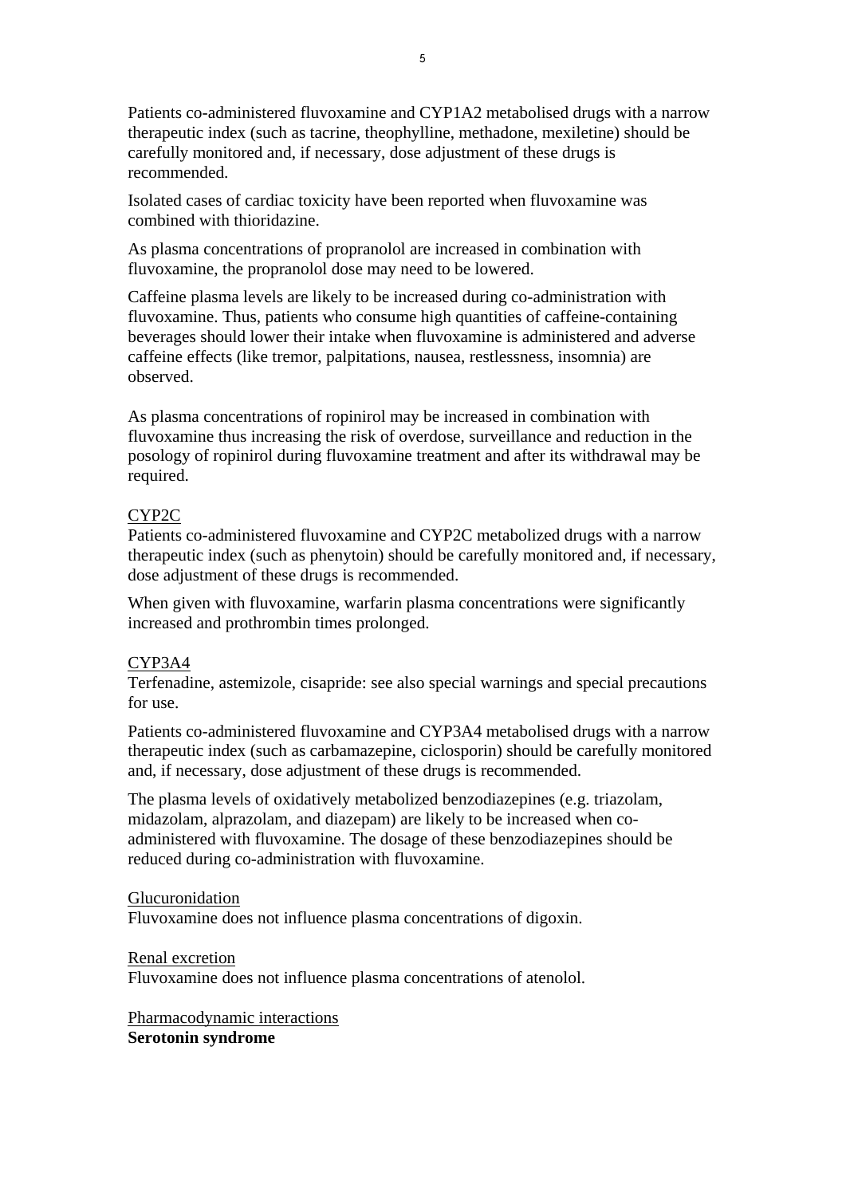Patients co-administered fluvoxamine and CYP1A2 metabolised drugs with a narrow therapeutic index (such as tacrine, theophylline, methadone, mexiletine) should be carefully monitored and, if necessary, dose adjustment of these drugs is recommended.

Isolated cases of cardiac toxicity have been reported when fluvoxamine was combined with thioridazine.

As plasma concentrations of propranolol are increased in combination with fluvoxamine, the propranolol dose may need to be lowered.

Caffeine plasma levels are likely to be increased during co-administration with fluvoxamine. Thus, patients who consume high quantities of caffeine-containing beverages should lower their intake when fluvoxamine is administered and adverse caffeine effects (like tremor, palpitations, nausea, restlessness, insomnia) are observed.

As plasma concentrations of ropinirol may be increased in combination with fluvoxamine thus increasing the risk of overdose, surveillance and reduction in the posology of ropinirol during fluvoxamine treatment and after its withdrawal may be required.

<u>CYP2C</u>
Patients co-administered fluvoxamine and CYP2C metabolized drugs with a narrow therapeutic index (such as phenytoin) should be carefully monitored and, if necessary, dose adjustment of these drugs is recommended.

When given with fluvoxamine, warfarin plasma concentrations were significantly increased and prothrombin times prolonged.

<u>CYP3A4</u>
Terfenadine, astemizole, cisapride: see also special warnings and special precautions for use.

Patients co-administered fluvoxamine and CYP3A4 metabolised drugs with a narrow therapeutic index (such as carbamazepine, ciclosporin) should be carefully monitored and, if necessary, dose adjustment of these drugs is recommended.

The plasma levels of oxidatively metabolized benzodiazepines (e.g. triazolam, midazolam, alprazolam, and diazepam) are likely to be increased when co-administered with fluvoxamine. The dosage of these benzodiazepines should be reduced during co-administration with fluvoxamine.

<u>Glucuronidation</u>
Fluvoxamine does not influence plasma concentrations of digoxin.

<u>Renal excretion</u>
Fluvoxamine does not influence plasma concentrations of atenolol.

<u>Pharmacodynamic interactions</u>
**Serotonin syndrome**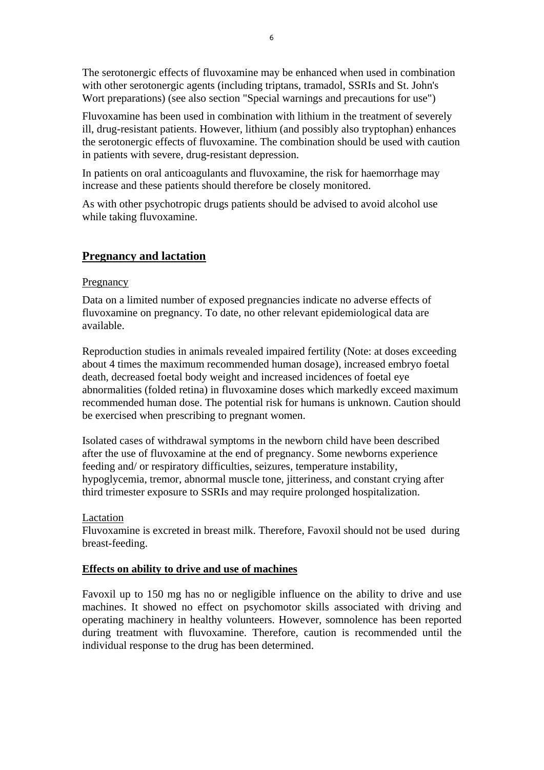The serotonergic effects of fluvoxamine may be enhanced when used in combination with other serotonergic agents (including triptans, tramadol, SSRIs and St. John's Wort preparations) (see also section "Special warnings and precautions for use")

Fluvoxamine has been used in combination with lithium in the treatment of severely ill, drug-resistant patients. However, lithium (and possibly also tryptophan) enhances the serotonergic effects of fluvoxamine. The combination should be used with caution in patients with severe, drug-resistant depression.

In patients on oral anticoagulants and fluvoxamine, the risk for haemorrhage may increase and these patients should therefore be closely monitored.

As with other psychotropic drugs patients should be advised to avoid alcohol use while taking fluvoxamine.

## Pregnancy and lactation

Pregnancy

Data on a limited number of exposed pregnancies indicate no adverse effects of fluvoxamine on pregnancy. To date, no other relevant epidemiological data are available.

Reproduction studies in animals revealed impaired fertility (Note: at doses exceeding about 4 times the maximum recommended human dosage), increased embryo foetal death, decreased foetal body weight and increased incidences of foetal eye abnormalities (folded retina) in fluvoxamine doses which markedly exceed maximum recommended human dose. The potential risk for humans is unknown. Caution should be exercised when prescribing to pregnant women.

Isolated cases of withdrawal symptoms in the newborn child have been described after the use of fluvoxamine at the end of pregnancy. Some newborns experience feeding and/ or respiratory difficulties, seizures, temperature instability, hypoglycemia, tremor, abnormal muscle tone, jitteriness, and constant crying after third trimester exposure to SSRIs and may require prolonged hospitalization.

Lactation

Fluvoxamine is excreted in breast milk. Therefore, Favoxil should not be used during breast-feeding.

### Effects on ability to drive and use of machines

Favoxil up to 150 mg has no or negligible influence on the ability to drive and use machines. It showed no effect on psychomotor skills associated with driving and operating machinery in healthy volunteers. However, somnolence has been reported during treatment with fluvoxamine. Therefore, caution is recommended until the individual response to the drug has been determined.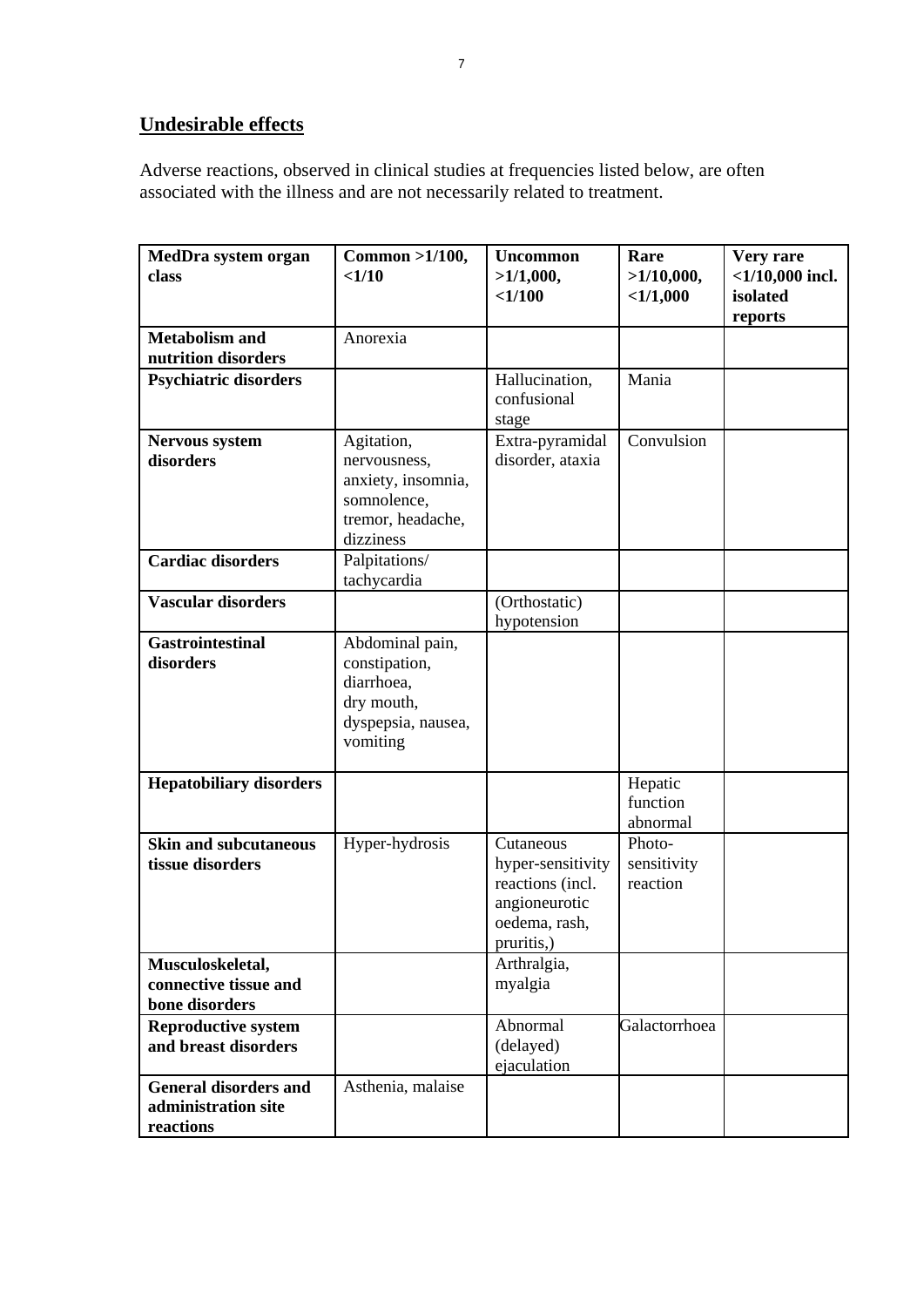## Undesirable effects

Adverse reactions, observed in clinical studies at frequencies listed below, are often associated with the illness and are not necessarily related to treatment.

| MedDra system organ class | Common >1/100, <1/10 | Uncommon >1/1,000, <1/100 | Rare >1/10,000, <1/1,000 | Very rare <1/10,000 incl. isolated reports |
|---|---|---|---|---|
| **Metabolism and nutrition disorders** | Anorexia | | | |
| **Psychiatric disorders** | | Hallucination, confusional stage | Mania | |
| **Nervous system disorders** | Agitation, nervousness, anxiety, insomnia, somnolence, tremor, headache, dizziness | Extra-pyramidal disorder, ataxia | Convulsion | |
| **Cardiac disorders** | Palpitations/ tachycardia | | | |
| **Vascular disorders** | | (Orthostatic) hypotension | | |
| **Gastrointestinal disorders** | Abdominal pain, constipation, diarrhoea, dry mouth, dyspepsia, nausea, vomiting | | | |
| **Hepatobiliary disorders** | | | Hepatic function abnormal | |
| **Skin and subcutaneous tissue disorders** | Hyper-hydrosis | Cutaneous hyper-sensitivity reactions (incl. angioneurotic oedema, rash, pruritis,) | Photo-sensitivity reaction | |
| **Musculoskeletal, connective tissue and bone disorders** | | Arthralgia, myalgia | | |
| **Reproductive system and breast disorders** | | Abnormal (delayed) ejaculation | Galactorrhoea | |
| **General disorders and administration site reactions** | Asthenia, malaise | | | |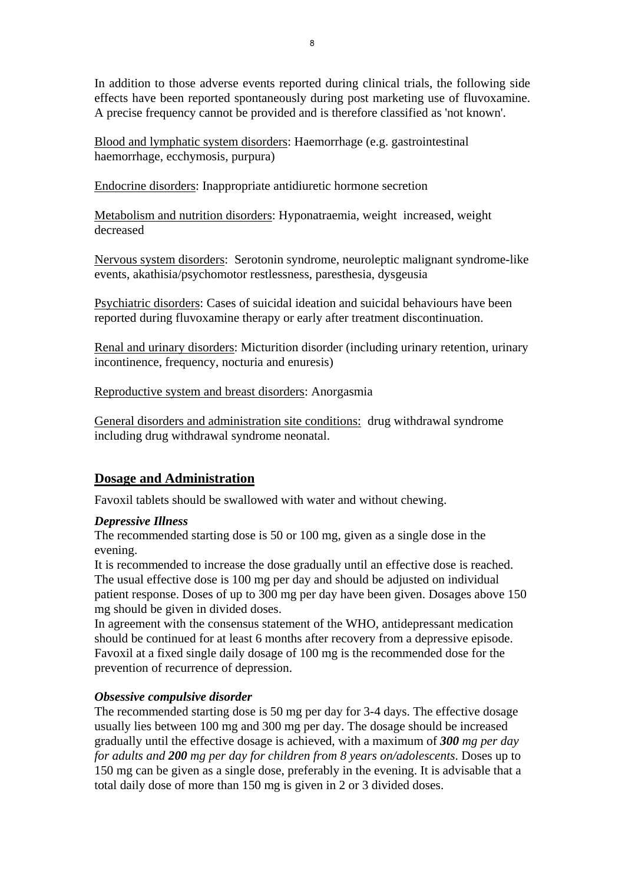In addition to those adverse events reported during clinical trials, the following side effects have been reported spontaneously during post marketing use of fluvoxamine. A precise frequency cannot be provided and is therefore classified as 'not known'.

Blood and lymphatic system disorders: Haemorrhage (e.g. gastrointestinal haemorrhage, ecchymosis, purpura)

Endocrine disorders: Inappropriate antidiuretic hormone secretion

Metabolism and nutrition disorders: Hyponatraemia, weight increased, weight decreased

Nervous system disorders: Serotonin syndrome, neuroleptic malignant syndrome-like events, akathisia/psychomotor restlessness, paresthesia, dysgeusia

Psychiatric disorders: Cases of suicidal ideation and suicidal behaviours have been reported during fluvoxamine therapy or early after treatment discontinuation.

Renal and urinary disorders: Micturition disorder (including urinary retention, urinary incontinence, frequency, nocturia and enuresis)

Reproductive system and breast disorders: Anorgasmia

General disorders and administration site conditions: drug withdrawal syndrome including drug withdrawal syndrome neonatal.

## Dosage and Administration

Favoxil tablets should be swallowed with water and without chewing.

***Depressive Illness***

The recommended starting dose is 50 or 100 mg, given as a single dose in the evening.

It is recommended to increase the dose gradually until an effective dose is reached. The usual effective dose is 100 mg per day and should be adjusted on individual patient response. Doses of up to 300 mg per day have been given. Dosages above 150 mg should be given in divided doses.

In agreement with the consensus statement of the WHO, antidepressant medication should be continued for at least 6 months after recovery from a depressive episode. Favoxil at a fixed single daily dosage of 100 mg is the recommended dose for the prevention of recurrence of depression.

***Obsessive compulsive disorder***

The recommended starting dose is 50 mg per day for 3-4 days. The effective dosage usually lies between 100 mg and 300 mg per day. The dosage should be increased gradually until the effective dosage is achieved, with a maximum of ***300*** *mg per day for adults and* ***200*** *mg per day for children from 8 years on/adolescents*. Doses up to 150 mg can be given as a single dose, preferably in the evening. It is advisable that a total daily dose of more than 150 mg is given in 2 or 3 divided doses.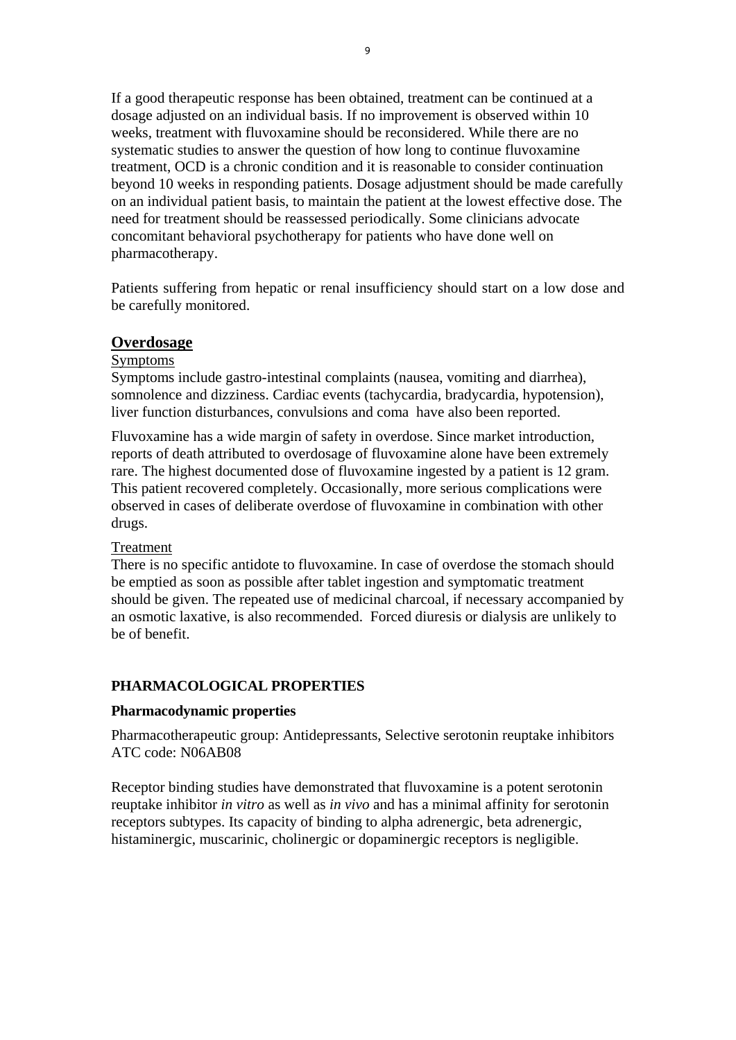If a good therapeutic response has been obtained, treatment can be continued at a dosage adjusted on an individual basis. If no improvement is observed within 10 weeks, treatment with fluvoxamine should be reconsidered. While there are no systematic studies to answer the question of how long to continue fluvoxamine treatment, OCD is a chronic condition and it is reasonable to consider continuation beyond 10 weeks in responding patients. Dosage adjustment should be made carefully on an individual patient basis, to maintain the patient at the lowest effective dose. The need for treatment should be reassessed periodically. Some clinicians advocate concomitant behavioral psychotherapy for patients who have done well on pharmacotherapy.

Patients suffering from hepatic or renal insufficiency should start on a low dose and be carefully monitored.

## Overdosage

Symptoms

Symptoms include gastro-intestinal complaints (nausea, vomiting and diarrhea), somnolence and dizziness. Cardiac events (tachycardia, bradycardia, hypotension), liver function disturbances, convulsions and coma have also been reported.

Fluvoxamine has a wide margin of safety in overdose. Since market introduction, reports of death attributed to overdosage of fluvoxamine alone have been extremely rare. The highest documented dose of fluvoxamine ingested by a patient is 12 gram. This patient recovered completely. Occasionally, more serious complications were observed in cases of deliberate overdose of fluvoxamine in combination with other drugs.

Treatment

There is no specific antidote to fluvoxamine. In case of overdose the stomach should be emptied as soon as possible after tablet ingestion and symptomatic treatment should be given. The repeated use of medicinal charcoal, if necessary accompanied by an osmotic laxative, is also recommended. Forced diuresis or dialysis are unlikely to be of benefit.

## PHARMACOLOGICAL PROPERTIES

### Pharmacodynamic properties

Pharmacotherapeutic group: Antidepressants, Selective serotonin reuptake inhibitors
ATC code: N06AB08

Receptor binding studies have demonstrated that fluvoxamine is a potent serotonin reuptake inhibitor *in vitro* as well as *in vivo* and has a minimal affinity for serotonin receptors subtypes. Its capacity of binding to alpha adrenergic, beta adrenergic, histaminergic, muscarinic, cholinergic or dopaminergic receptors is negligible.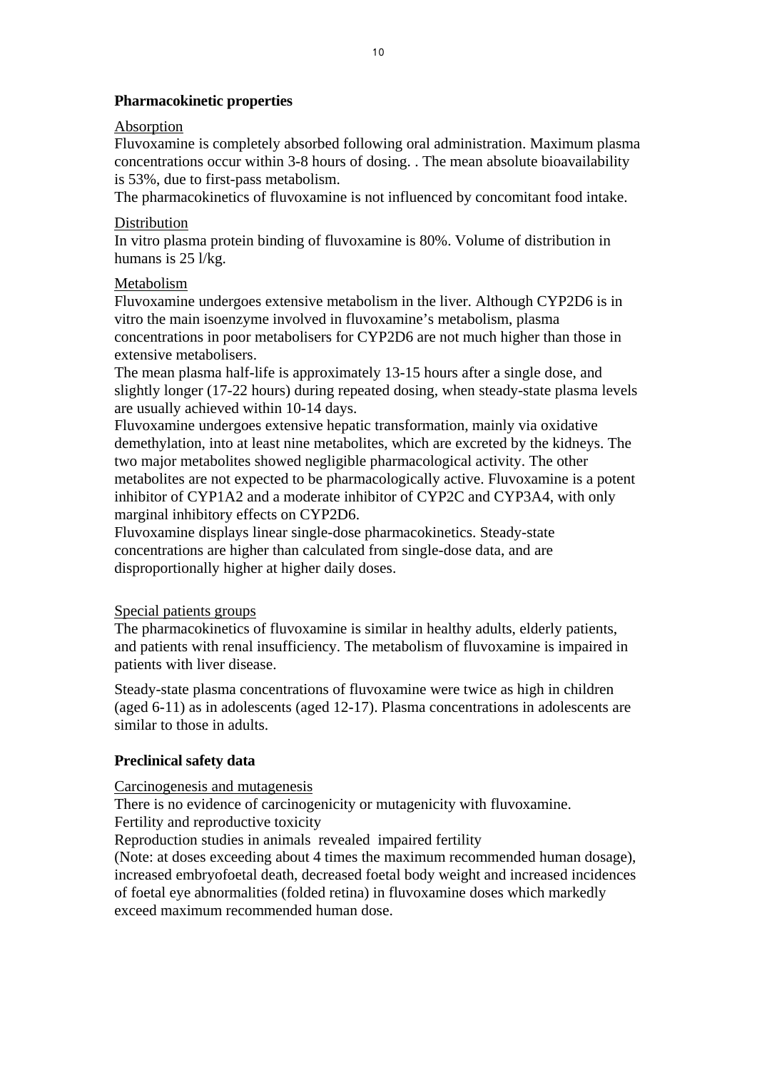**Pharmacokinetic properties**

Absorption

Fluvoxamine is completely absorbed following oral administration. Maximum plasma concentrations occur within 3-8 hours of dosing. . The mean absolute bioavailability is 53%, due to first-pass metabolism.

The pharmacokinetics of fluvoxamine is not influenced by concomitant food intake.

Distribution

In vitro plasma protein binding of fluvoxamine is 80%. Volume of distribution in humans is 25 l/kg.

Metabolism

Fluvoxamine undergoes extensive metabolism in the liver. Although CYP2D6 is in vitro the main isoenzyme involved in fluvoxamine's metabolism, plasma concentrations in poor metabolisers for CYP2D6 are not much higher than those in extensive metabolisers.

The mean plasma half-life is approximately 13-15 hours after a single dose, and slightly longer (17-22 hours) during repeated dosing, when steady-state plasma levels are usually achieved within 10-14 days.

Fluvoxamine undergoes extensive hepatic transformation, mainly via oxidative demethylation, into at least nine metabolites, which are excreted by the kidneys. The two major metabolites showed negligible pharmacological activity. The other metabolites are not expected to be pharmacologically active. Fluvoxamine is a potent inhibitor of CYP1A2 and a moderate inhibitor of CYP2C and CYP3A4, with only marginal inhibitory effects on CYP2D6.

Fluvoxamine displays linear single-dose pharmacokinetics. Steady-state concentrations are higher than calculated from single-dose data, and are disproportionally higher at higher daily doses.

Special patients groups

The pharmacokinetics of fluvoxamine is similar in healthy adults, elderly patients, and patients with renal insufficiency. The metabolism of fluvoxamine is impaired in patients with liver disease.

Steady-state plasma concentrations of fluvoxamine were twice as high in children (aged 6-11) as in adolescents (aged 12-17). Plasma concentrations in adolescents are similar to those in adults.

**Preclinical safety data**

Carcinogenesis and mutagenesis

There is no evidence of carcinogenicity or mutagenicity with fluvoxamine.

Fertility and reproductive toxicity

Reproduction studies in animals revealed impaired fertility

(Note: at doses exceeding about 4 times the maximum recommended human dosage), increased embryofoetal death, decreased foetal body weight and increased incidences of foetal eye abnormalities (folded retina) in fluvoxamine doses which markedly exceed maximum recommended human dose.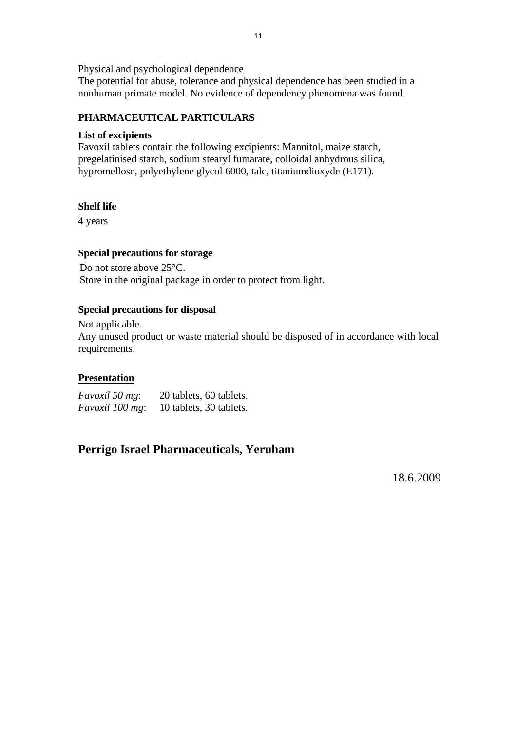<u>Physical and psychological dependence</u>
The potential for abuse, tolerance and physical dependence has been studied in a nonhuman primate model. No evidence of dependency phenomena was found.

## PHARMACEUTICAL PARTICULARS

### List of excipients
Favoxil tablets contain the following excipients: Mannitol, maize starch, pregelatinised starch, sodium stearyl fumarate, colloidal anhydrous silica, hypromellose, polyethylene glycol 6000, talc, titaniumdioxyde (E171).

### Shelf life
4 years

### Special precautions for storage
Do not store above 25°C.
Store in the original package in order to protect from light.

### Special precautions for disposal
Not applicable.
Any unused product or waste material should be disposed of in accordance with local requirements.

### <u>Presentation</u>

| | |
|---|---|
| *Favoxil 50 mg*: | 20 tablets, 60 tablets. |
| *Favoxil 100 mg*: | 10 tablets, 30 tablets. |

## Perrigo Israel Pharmaceuticals, Yeruham

18.6.2009